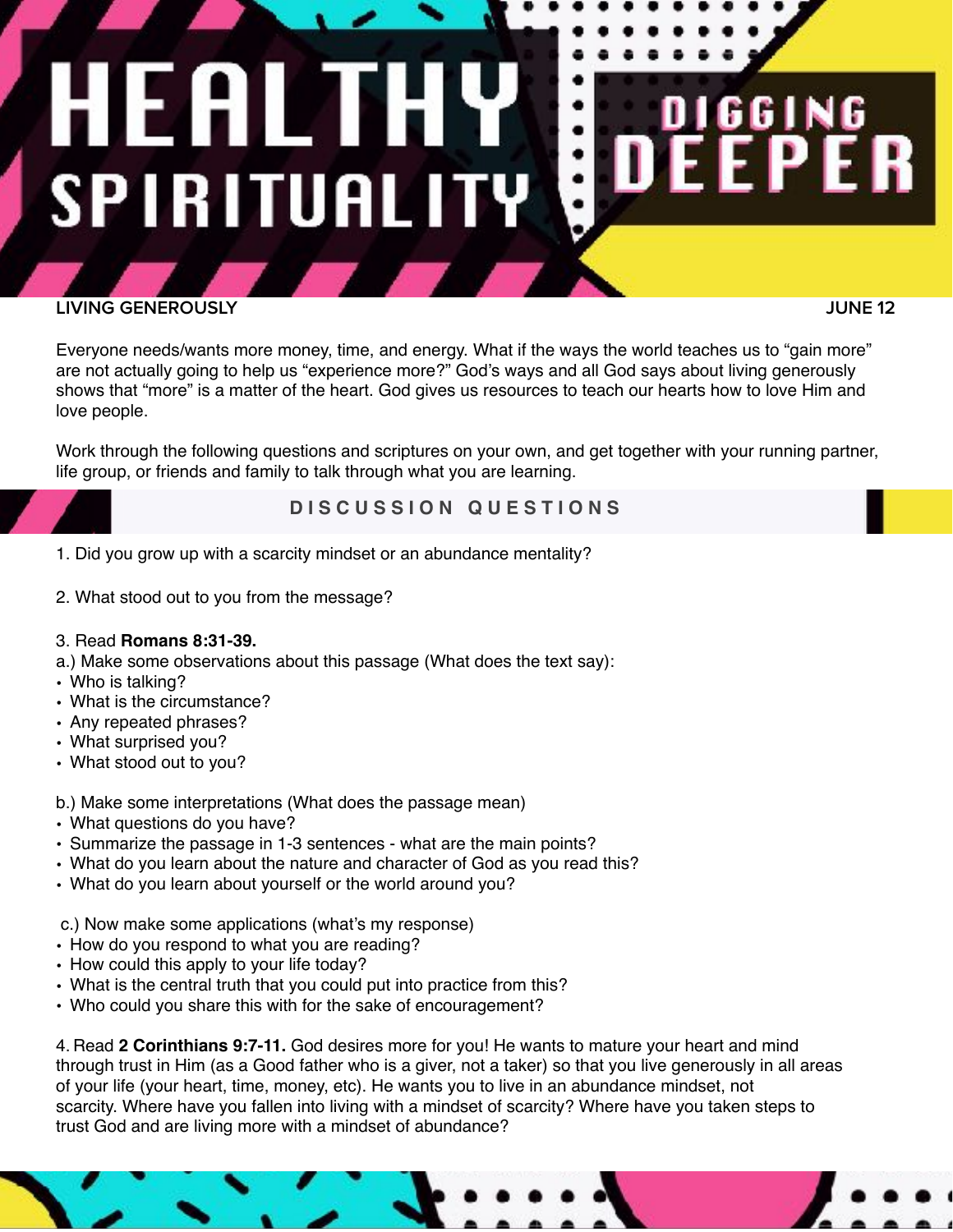# HEALTHY SPIRITUALITY

## DIGGING DEEPER

**LIVING GENEROUSLY** **JUNE 12**

Everyone needs/wants more money, time, and energy. What if the ways the world teaches us to "gain more" are not actually going to help us "experience more?" God's ways and all God says about living generously shows that "more" is a matter of the heart. God gives us resources to teach our hearts how to love Him and love people.

Work through the following questions and scriptures on your own, and get together with your running partner, life group, or friends and family to talk through what you are learning.

## DISCUSSION QUESTIONS

1. Did you grow up with a scarcity mindset or an abundance mentality?

2. What stood out to you from the message?

3. Read **Romans 8:31-39.**

a.) Make some observations about this passage (What does the text say):
- Who is talking?
- What is the circumstance?
- Any repeated phrases?
- What surprised you?
- What stood out to you?

b.) Make some interpretations (What does the passage mean)
- What questions do you have?
- Summarize the passage in 1-3 sentences - what are the main points?
- What do you learn about the nature and character of God as you read this?
- What do you learn about yourself or the world around you?

c.) Now make some applications (what's my response)
- How do you respond to what you are reading?
- How could this apply to your life today?
- What is the central truth that you could put into practice from this?
- Who could you share this with for the sake of encouragement?

4. Read **2 Corinthians 9:7-11.** God desires more for you! He wants to mature your heart and mind through trust in Him (as a Good father who is a giver, not a taker) so that you live generously in all areas of your life (your heart, time, money, etc). He wants you to live in an abundance mindset, not scarcity. Where have you fallen into living with a mindset of scarcity? Where have you taken steps to trust God and are living more with a mindset of abundance?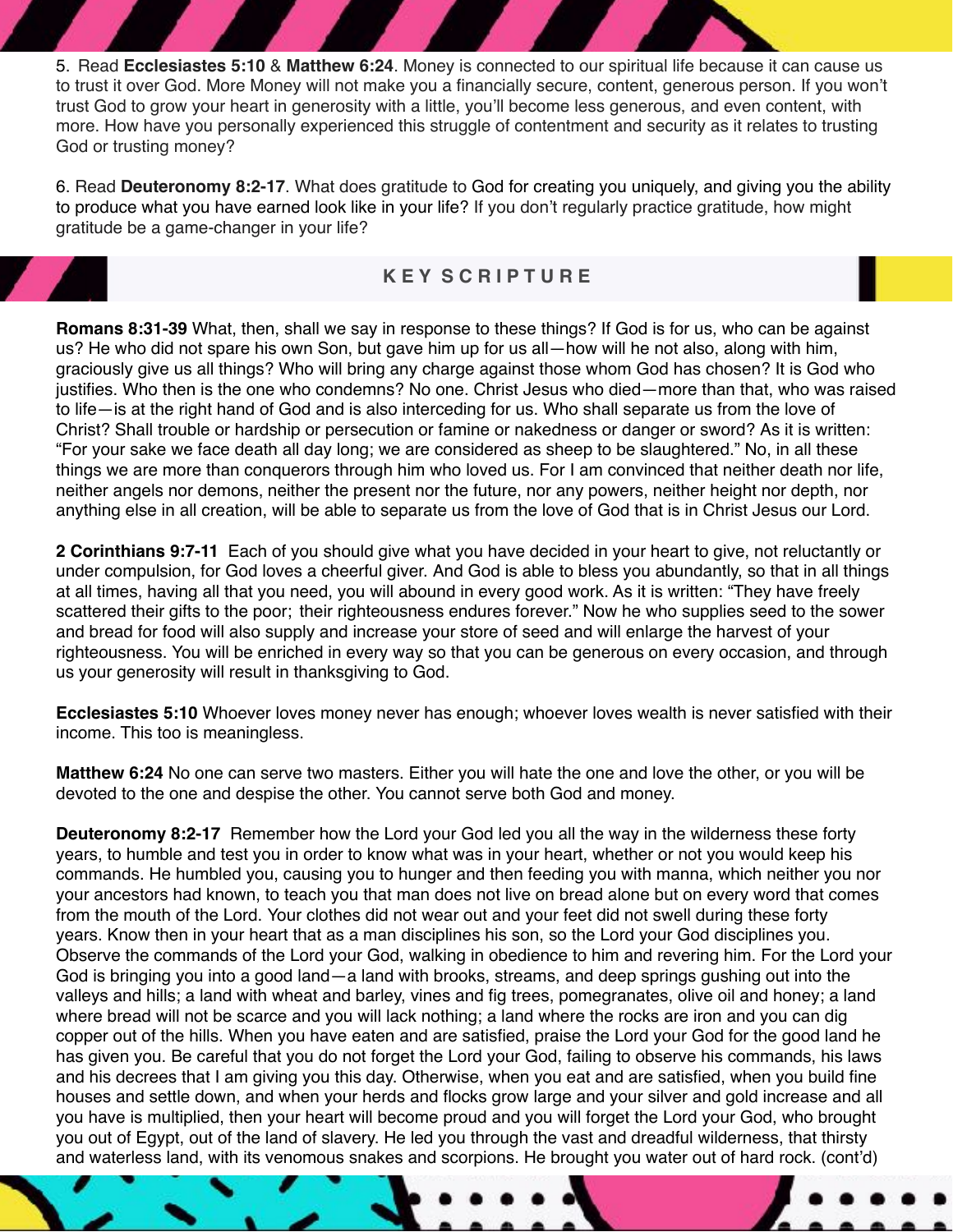5. Read **Ecclesiastes 5:10** & **Matthew 6:24**. Money is connected to our spiritual life because it can cause us to trust it over God. More Money will not make you a financially secure, content, generous person. If you won't trust God to grow your heart in generosity with a little, you'll become less generous, and even content, with more. How have you personally experienced this struggle of contentment and security as it relates to trusting God or trusting money?

6. Read **Deuteronomy 8:2-17**. What does gratitude to God for creating you uniquely, and giving you the ability to produce what you have earned look like in your life? If you don't regularly practice gratitude, how might gratitude be a game-changer in your life?

## KEY SCRIPTURE

**Romans 8:31-39** What, then, shall we say in response to these things? If God is for us, who can be against us? He who did not spare his own Son, but gave him up for us all—how will he not also, along with him, graciously give us all things? Who will bring any charge against those whom God has chosen? It is God who justifies. Who then is the one who condemns? No one. Christ Jesus who died—more than that, who was raised to life—is at the right hand of God and is also interceding for us. Who shall separate us from the love of Christ? Shall trouble or hardship or persecution or famine or nakedness or danger or sword? As it is written: "For your sake we face death all day long; we are considered as sheep to be slaughtered." No, in all these things we are more than conquerors through him who loved us. For I am convinced that neither death nor life, neither angels nor demons, neither the present nor the future, nor any powers, neither height nor depth, nor anything else in all creation, will be able to separate us from the love of God that is in Christ Jesus our Lord.

**2 Corinthians 9:7-11** Each of you should give what you have decided in your heart to give, not reluctantly or under compulsion, for God loves a cheerful giver. And God is able to bless you abundantly, so that in all things at all times, having all that you need, you will abound in every good work. As it is written: "They have freely scattered their gifts to the poor; their righteousness endures forever." Now he who supplies seed to the sower and bread for food will also supply and increase your store of seed and will enlarge the harvest of your righteousness. You will be enriched in every way so that you can be generous on every occasion, and through us your generosity will result in thanksgiving to God.

**Ecclesiastes 5:10** Whoever loves money never has enough; whoever loves wealth is never satisfied with their income. This too is meaningless.

**Matthew 6:24** No one can serve two masters. Either you will hate the one and love the other, or you will be devoted to the one and despise the other. You cannot serve both God and money.

**Deuteronomy 8:2-17** Remember how the Lord your God led you all the way in the wilderness these forty years, to humble and test you in order to know what was in your heart, whether or not you would keep his commands. He humbled you, causing you to hunger and then feeding you with manna, which neither you nor your ancestors had known, to teach you that man does not live on bread alone but on every word that comes from the mouth of the Lord. Your clothes did not wear out and your feet did not swell during these forty years. Know then in your heart that as a man disciplines his son, so the Lord your God disciplines you. Observe the commands of the Lord your God, walking in obedience to him and revering him. For the Lord your God is bringing you into a good land—a land with brooks, streams, and deep springs gushing out into the valleys and hills; a land with wheat and barley, vines and fig trees, pomegranates, olive oil and honey; a land where bread will not be scarce and you will lack nothing; a land where the rocks are iron and you can dig copper out of the hills. When you have eaten and are satisfied, praise the Lord your God for the good land he has given you. Be careful that you do not forget the Lord your God, failing to observe his commands, his laws and his decrees that I am giving you this day. Otherwise, when you eat and are satisfied, when you build fine houses and settle down, and when your herds and flocks grow large and your silver and gold increase and all you have is multiplied, then your heart will become proud and you will forget the Lord your God, who brought you out of Egypt, out of the land of slavery. He led you through the vast and dreadful wilderness, that thirsty and waterless land, with its venomous snakes and scorpions. He brought you water out of hard rock. (cont'd)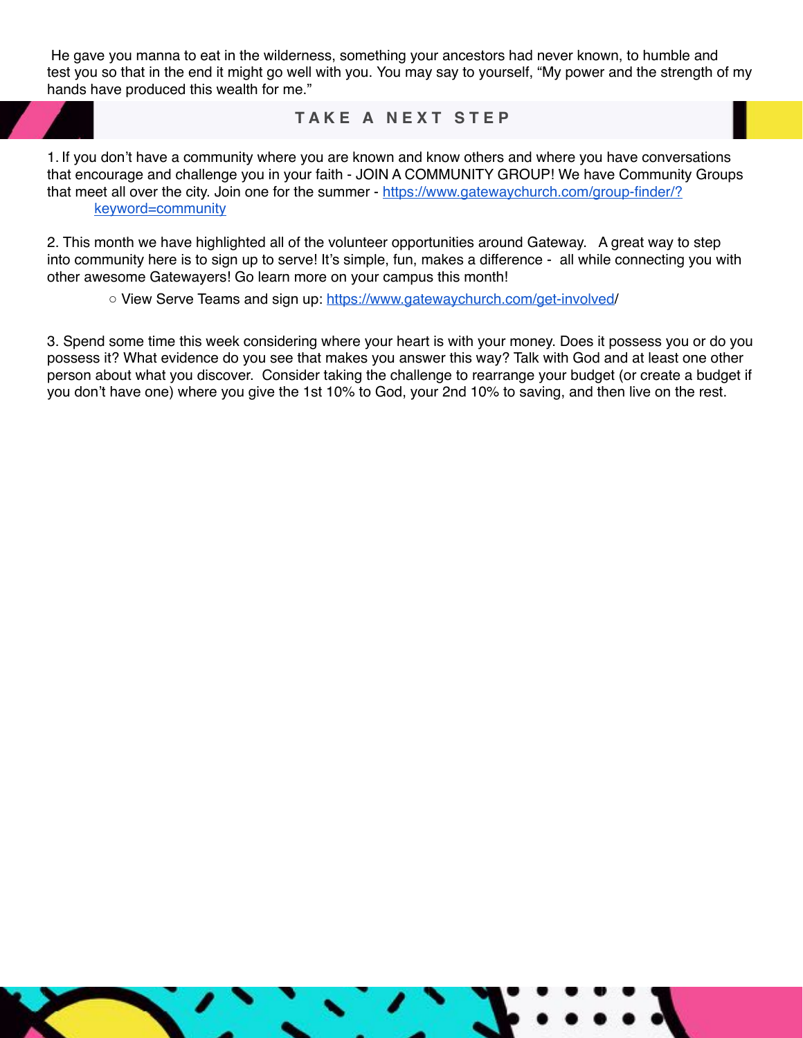He gave you manna to eat in the wilderness, something your ancestors had never known, to humble and test you so that in the end it might go well with you. You may say to yourself, "My power and the strength of my hands have produced this wealth for me."

## TAKE A NEXT STEP

1. If you don't have a community where you are known and know others and where you have conversations that encourage and challenge you in your faith - JOIN A COMMUNITY GROUP! We have Community Groups that meet all over the city. Join one for the summer - https://www.gatewaychurch.com/group-finder/?keyword=community

2. This month we have highlighted all of the volunteer opportunities around Gateway. A great way to step into community here is to sign up to serve! It's simple, fun, makes a difference - all while connecting you with other awesome Gatewayers! Go learn more on your campus this month!
   - View Serve Teams and sign up: https://www.gatewaychurch.com/get-involved/

3. Spend some time this week considering where your heart is with your money. Does it possess you or do you possess it? What evidence do you see that makes you answer this way? Talk with God and at least one other person about what you discover. Consider taking the challenge to rearrange your budget (or create a budget if you don't have one) where you give the 1st 10% to God, your 2nd 10% to saving, and then live on the rest.